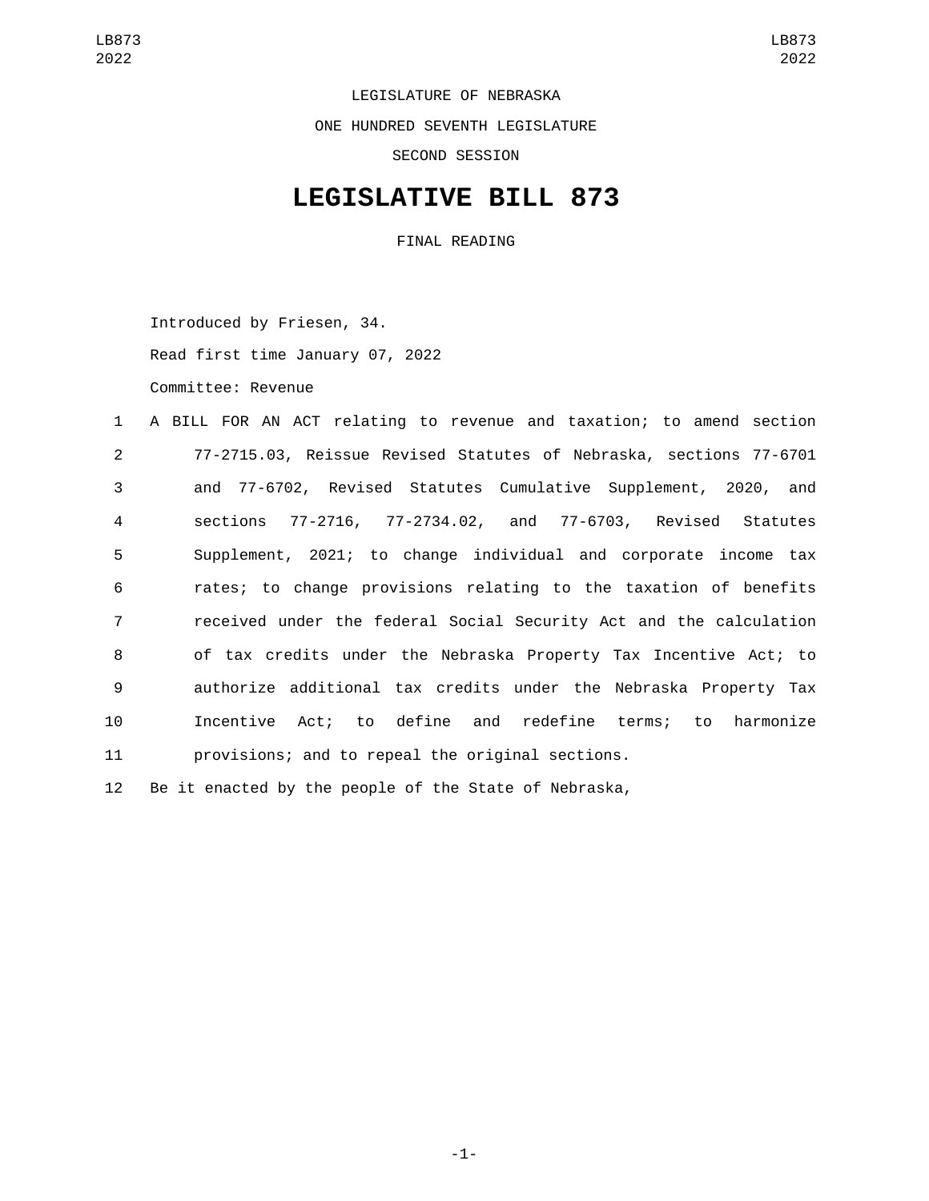LEGISLATURE OF NEBRASKA

ONE HUNDRED SEVENTH LEGISLATURE

SECOND SESSION

# LEGISLATIVE BILL 873

FINAL READING

Introduced by Friesen, 34.

Read first time January 07, 2022

Committee: Revenue

A BILL FOR AN ACT relating to revenue and taxation; to amend section 77-2715.03, Reissue Revised Statutes of Nebraska, sections 77-6701 and 77-6702, Revised Statutes Cumulative Supplement, 2020, and sections 77-2716, 77-2734.02, and 77-6703, Revised Statutes Supplement, 2021; to change individual and corporate income tax rates; to change provisions relating to the taxation of benefits received under the federal Social Security Act and the calculation of tax credits under the Nebraska Property Tax Incentive Act; to authorize additional tax credits under the Nebraska Property Tax Incentive Act; to define and redefine terms; to harmonize provisions; and to repeal the original sections.

Be it enacted by the people of the State of Nebraska,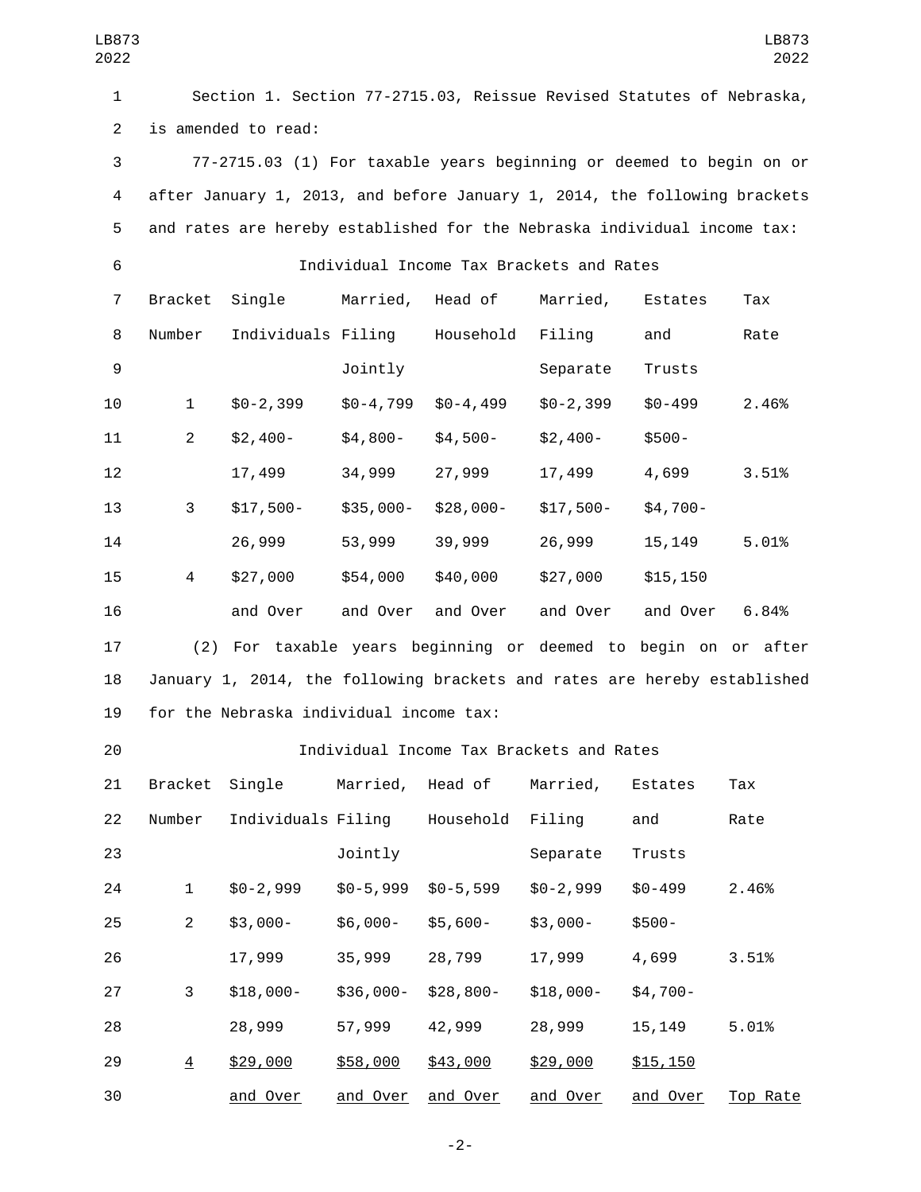Section 1. Section 77-2715.03, Reissue Revised Statutes of Nebraska, is amended to read:

77-2715.03 (1) For taxable years beginning or deemed to begin on or after January 1, 2013, and before January 1, 2014, the following brackets and rates are hereby established for the Nebraska individual income tax:

Individual Income Tax Brackets and Rates

| Bracket Number | Single Individuals | Married, Filing Jointly | Head of Household | Married, Filing Separate | Estates and Trusts | Tax Rate |
|---|---|---|---|---|---|---|
| 1 | $0-2,399 | $0-4,799 | $0-4,499 | $0-2,399 | $0-499 | 2.46% |
| 2 | $2,400-17,499 | $4,800-34,999 | $4,500-27,999 | $2,400-17,499 | $500-4,699 | 3.51% |
| 3 | $17,500-26,999 | $35,000-53,999 | $28,000-39,999 | $17,500-26,999 | $4,700-15,149 | 5.01% |
| 4 | $27,000 and Over | $54,000 and Over | $40,000 and Over | $27,000 and Over | $15,150 and Over | 6.84% |

(2) For taxable years beginning or deemed to begin on or after January 1, 2014, the following brackets and rates are hereby established for the Nebraska individual income tax:

Individual Income Tax Brackets and Rates

| Bracket Number | Single Individuals | Married, Filing Jointly | Head of Household | Married, Filing Separate | Estates and Trusts | Tax Rate |
|---|---|---|---|---|---|---|
| 1 | $0-2,999 | $0-5,999 | $0-5,599 | $0-2,999 | $0-499 | 2.46% |
| 2 | $3,000-17,999 | $6,000-35,999 | $5,600-28,799 | $3,000-17,999 | $500-4,699 | 3.51% |
| 3 | $18,000-28,999 | $36,000-57,999 | $28,800-42,999 | $18,000-28,999 | $4,700-15,149 | 5.01% |
| <u>4</u> | <u>$29,000 and Over</u> | <u>$58,000 and Over</u> | <u>$43,000 and Over</u> | <u>$29,000 and Over</u> | <u>$15,150 and Over</u> | <u>Top Rate</u> |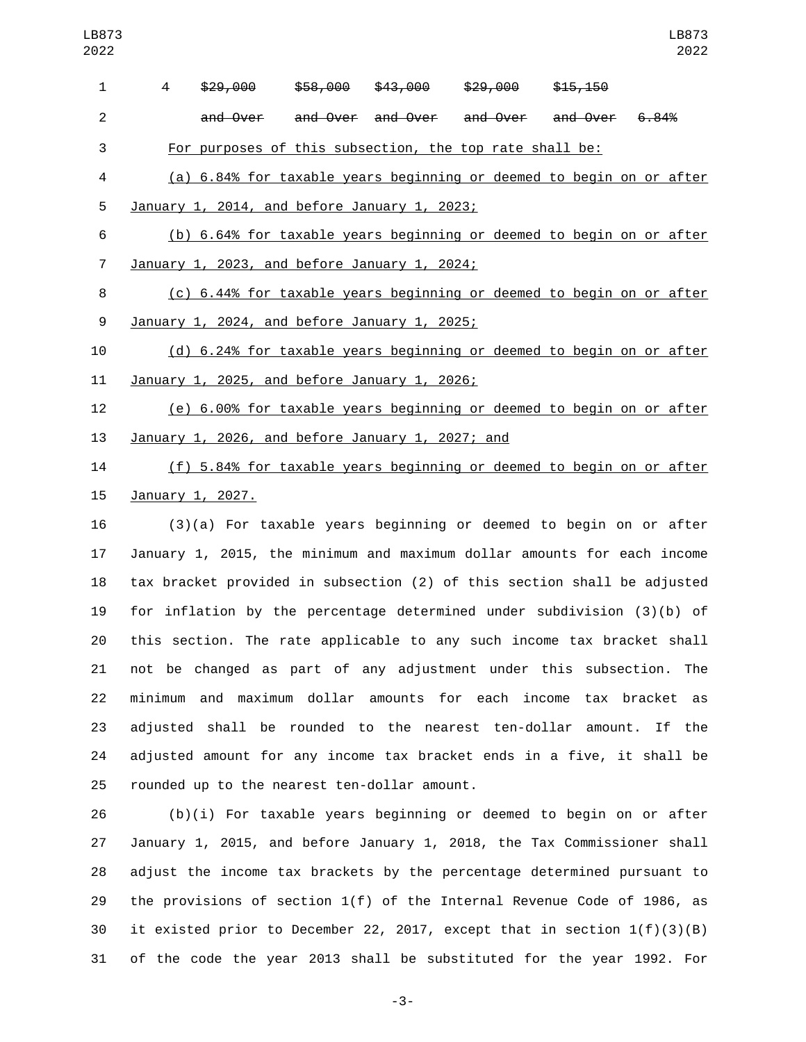| 4 | ~~$29,000~~ | ~~$58,000~~ | ~~$43,000~~ | ~~$29,000~~ | ~~$15,150~~ | |
|---|---|---|---|---|---|---|
| | ~~and Over~~ | ~~and Over~~ | ~~and Over~~ | ~~and Over~~ | ~~and Over~~ | ~~6.84%~~ |

For purposes of this subsection, the top rate shall be:

(a) 6.84% for taxable years beginning or deemed to begin on or after January 1, 2014, and before January 1, 2023;

(b) 6.64% for taxable years beginning or deemed to begin on or after January 1, 2023, and before January 1, 2024;

(c) 6.44% for taxable years beginning or deemed to begin on or after January 1, 2024, and before January 1, 2025;

(d) 6.24% for taxable years beginning or deemed to begin on or after January 1, 2025, and before January 1, 2026;

(e) 6.00% for taxable years beginning or deemed to begin on or after January 1, 2026, and before January 1, 2027; and

(f) 5.84% for taxable years beginning or deemed to begin on or after January 1, 2027.

(3)(a) For taxable years beginning or deemed to begin on or after January 1, 2015, the minimum and maximum dollar amounts for each income tax bracket provided in subsection (2) of this section shall be adjusted for inflation by the percentage determined under subdivision (3)(b) of this section. The rate applicable to any such income tax bracket shall not be changed as part of any adjustment under this subsection. The minimum and maximum dollar amounts for each income tax bracket as adjusted shall be rounded to the nearest ten-dollar amount. If the adjusted amount for any income tax bracket ends in a five, it shall be rounded up to the nearest ten-dollar amount.

(b)(i) For taxable years beginning or deemed to begin on or after January 1, 2015, and before January 1, 2018, the Tax Commissioner shall adjust the income tax brackets by the percentage determined pursuant to the provisions of section 1(f) of the Internal Revenue Code of 1986, as it existed prior to December 22, 2017, except that in section 1(f)(3)(B) of the code the year 2013 shall be substituted for the year 1992. For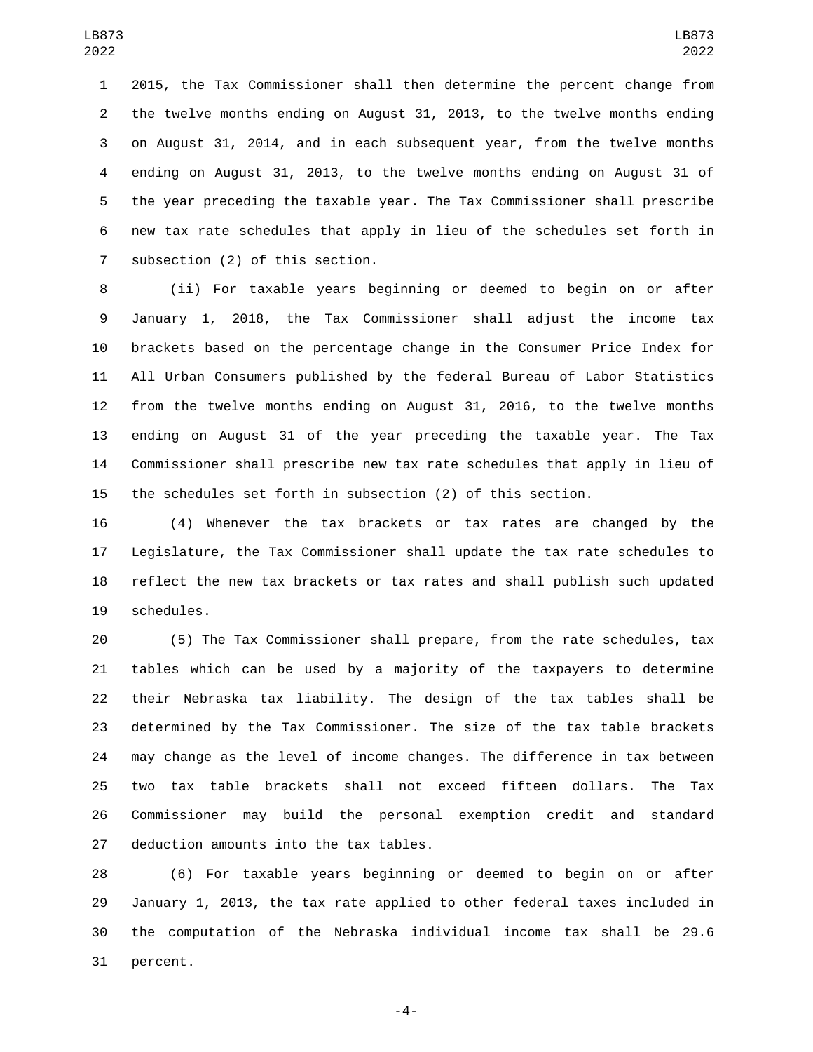2015, the Tax Commissioner shall then determine the percent change from the twelve months ending on August 31, 2013, to the twelve months ending on August 31, 2014, and in each subsequent year, from the twelve months ending on August 31, 2013, to the twelve months ending on August 31 of the year preceding the taxable year. The Tax Commissioner shall prescribe new tax rate schedules that apply in lieu of the schedules set forth in subsection (2) of this section.

(ii) For taxable years beginning or deemed to begin on or after January 1, 2018, the Tax Commissioner shall adjust the income tax brackets based on the percentage change in the Consumer Price Index for All Urban Consumers published by the federal Bureau of Labor Statistics from the twelve months ending on August 31, 2016, to the twelve months ending on August 31 of the year preceding the taxable year. The Tax Commissioner shall prescribe new tax rate schedules that apply in lieu of the schedules set forth in subsection (2) of this section.

(4) Whenever the tax brackets or tax rates are changed by the Legislature, the Tax Commissioner shall update the tax rate schedules to reflect the new tax brackets or tax rates and shall publish such updated schedules.

(5) The Tax Commissioner shall prepare, from the rate schedules, tax tables which can be used by a majority of the taxpayers to determine their Nebraska tax liability. The design of the tax tables shall be determined by the Tax Commissioner. The size of the tax table brackets may change as the level of income changes. The difference in tax between two tax table brackets shall not exceed fifteen dollars. The Tax Commissioner may build the personal exemption credit and standard deduction amounts into the tax tables.

(6) For taxable years beginning or deemed to begin on or after January 1, 2013, the tax rate applied to other federal taxes included in the computation of the Nebraska individual income tax shall be 29.6 percent.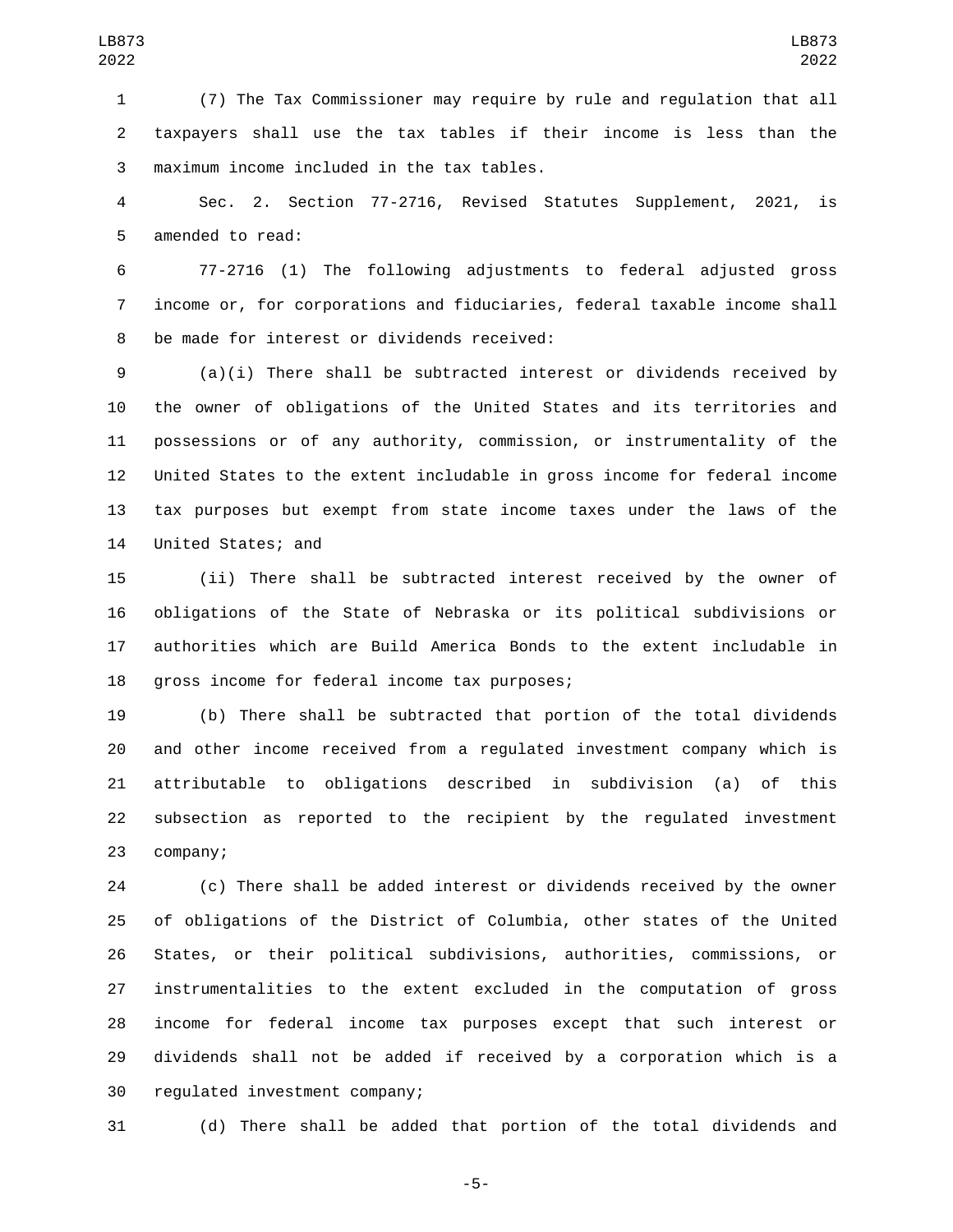(7) The Tax Commissioner may require by rule and regulation that all taxpayers shall use the tax tables if their income is less than the maximum income included in the tax tables.

Sec. 2. Section 77-2716, Revised Statutes Supplement, 2021, is amended to read:

77-2716 (1) The following adjustments to federal adjusted gross income or, for corporations and fiduciaries, federal taxable income shall be made for interest or dividends received:

(a)(i) There shall be subtracted interest or dividends received by the owner of obligations of the United States and its territories and possessions or of any authority, commission, or instrumentality of the United States to the extent includable in gross income for federal income tax purposes but exempt from state income taxes under the laws of the United States; and

(ii) There shall be subtracted interest received by the owner of obligations of the State of Nebraska or its political subdivisions or authorities which are Build America Bonds to the extent includable in gross income for federal income tax purposes;

(b) There shall be subtracted that portion of the total dividends and other income received from a regulated investment company which is attributable to obligations described in subdivision (a) of this subsection as reported to the recipient by the regulated investment company;

(c) There shall be added interest or dividends received by the owner of obligations of the District of Columbia, other states of the United States, or their political subdivisions, authorities, commissions, or instrumentalities to the extent excluded in the computation of gross income for federal income tax purposes except that such interest or dividends shall not be added if received by a corporation which is a regulated investment company;

(d) There shall be added that portion of the total dividends and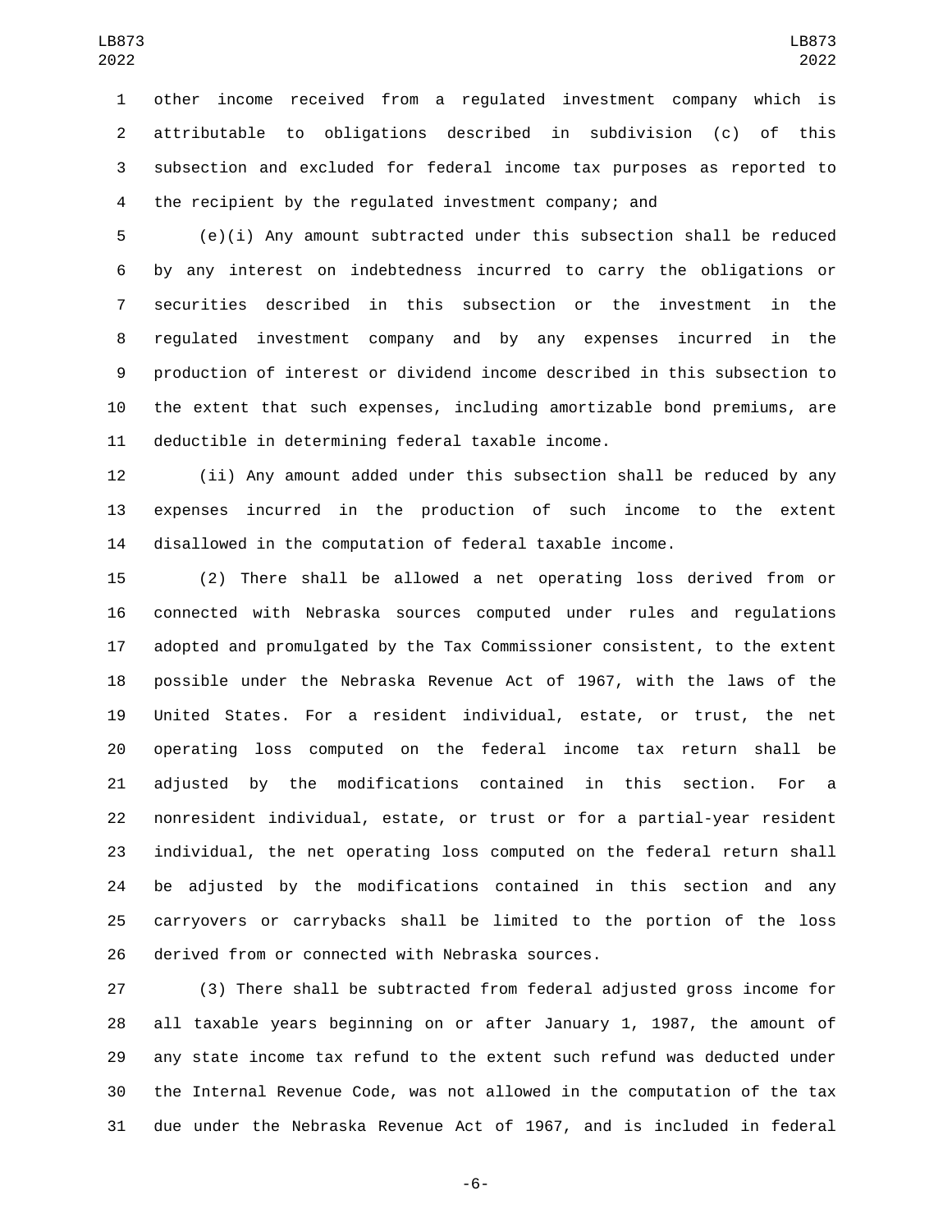other income received from a regulated investment company which is attributable to obligations described in subdivision (c) of this subsection and excluded for federal income tax purposes as reported to the recipient by the regulated investment company; and

(e)(i) Any amount subtracted under this subsection shall be reduced by any interest on indebtedness incurred to carry the obligations or securities described in this subsection or the investment in the regulated investment company and by any expenses incurred in the production of interest or dividend income described in this subsection to the extent that such expenses, including amortizable bond premiums, are deductible in determining federal taxable income.

(ii) Any amount added under this subsection shall be reduced by any expenses incurred in the production of such income to the extent disallowed in the computation of federal taxable income.

(2) There shall be allowed a net operating loss derived from or connected with Nebraska sources computed under rules and regulations adopted and promulgated by the Tax Commissioner consistent, to the extent possible under the Nebraska Revenue Act of 1967, with the laws of the United States. For a resident individual, estate, or trust, the net operating loss computed on the federal income tax return shall be adjusted by the modifications contained in this section. For a nonresident individual, estate, or trust or for a partial-year resident individual, the net operating loss computed on the federal return shall be adjusted by the modifications contained in this section and any carryovers or carrybacks shall be limited to the portion of the loss derived from or connected with Nebraska sources.

(3) There shall be subtracted from federal adjusted gross income for all taxable years beginning on or after January 1, 1987, the amount of any state income tax refund to the extent such refund was deducted under the Internal Revenue Code, was not allowed in the computation of the tax due under the Nebraska Revenue Act of 1967, and is included in federal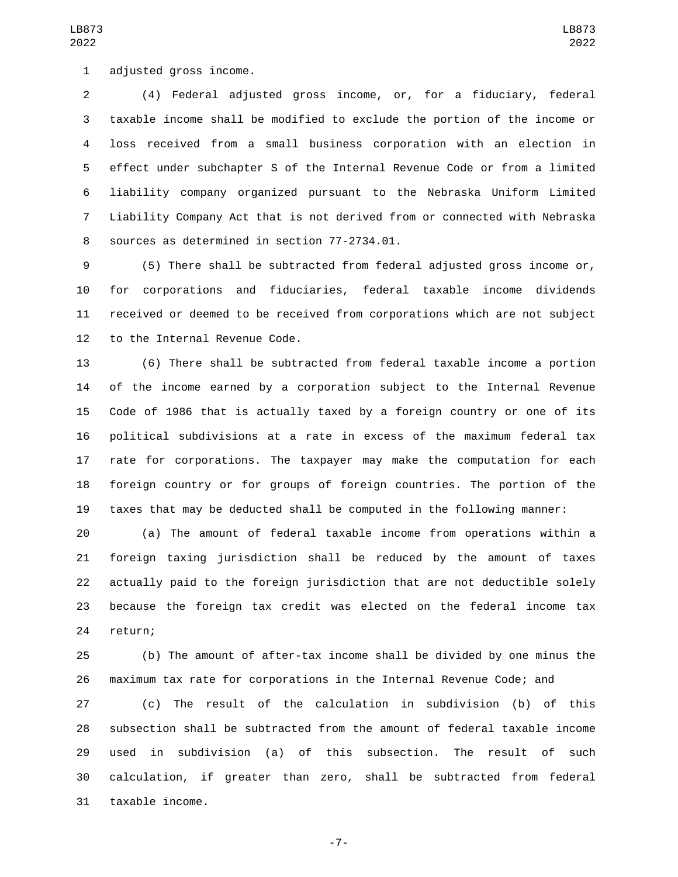adjusted gross income.

(4) Federal adjusted gross income, or, for a fiduciary, federal taxable income shall be modified to exclude the portion of the income or loss received from a small business corporation with an election in effect under subchapter S of the Internal Revenue Code or from a limited liability company organized pursuant to the Nebraska Uniform Limited Liability Company Act that is not derived from or connected with Nebraska sources as determined in section 77-2734.01.

(5) There shall be subtracted from federal adjusted gross income or, for corporations and fiduciaries, federal taxable income dividends received or deemed to be received from corporations which are not subject to the Internal Revenue Code.

(6) There shall be subtracted from federal taxable income a portion of the income earned by a corporation subject to the Internal Revenue Code of 1986 that is actually taxed by a foreign country or one of its political subdivisions at a rate in excess of the maximum federal tax rate for corporations. The taxpayer may make the computation for each foreign country or for groups of foreign countries. The portion of the taxes that may be deducted shall be computed in the following manner:

(a) The amount of federal taxable income from operations within a foreign taxing jurisdiction shall be reduced by the amount of taxes actually paid to the foreign jurisdiction that are not deductible solely because the foreign tax credit was elected on the federal income tax return;

(b) The amount of after-tax income shall be divided by one minus the maximum tax rate for corporations in the Internal Revenue Code; and

(c) The result of the calculation in subdivision (b) of this subsection shall be subtracted from the amount of federal taxable income used in subdivision (a) of this subsection. The result of such calculation, if greater than zero, shall be subtracted from federal taxable income.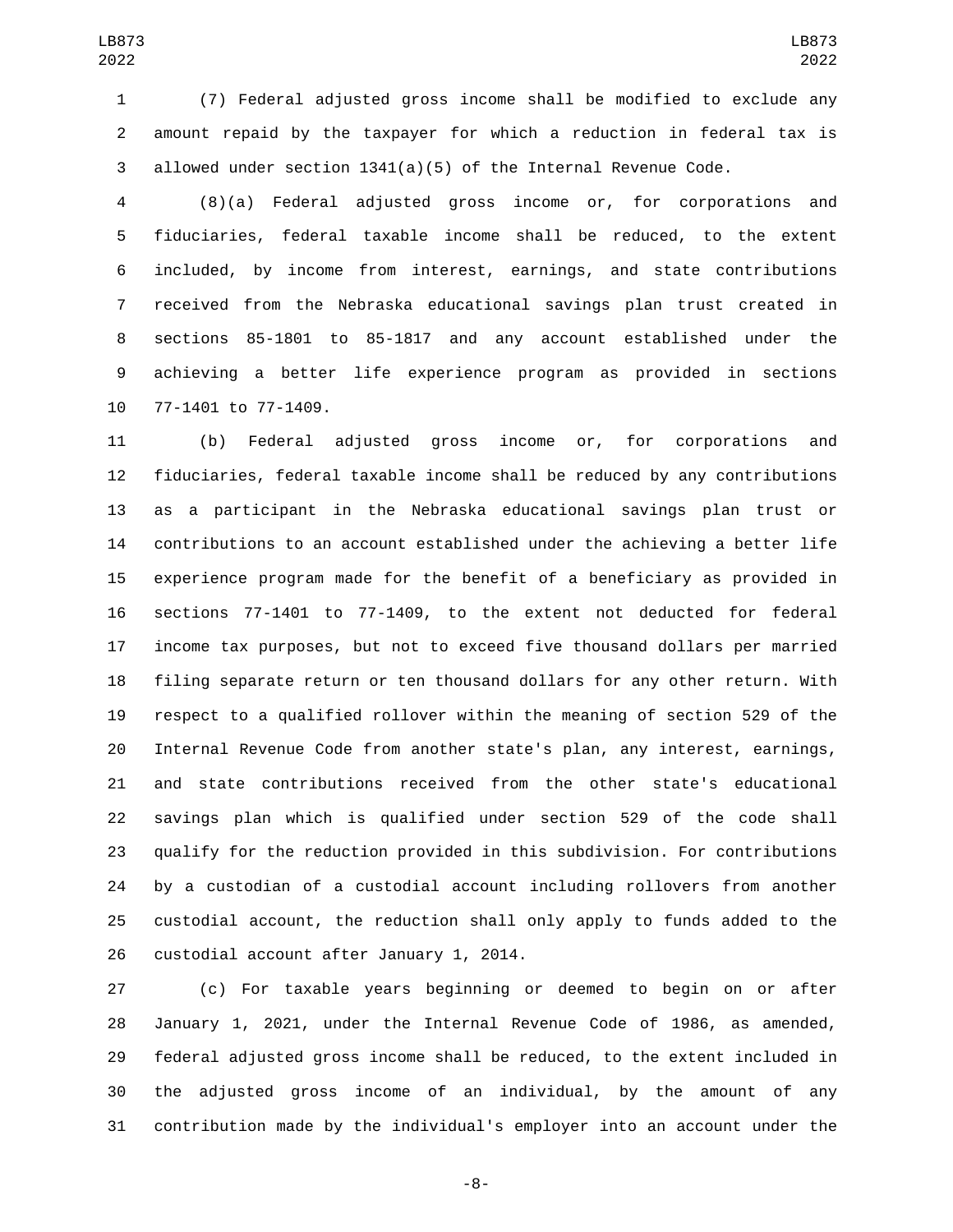(7) Federal adjusted gross income shall be modified to exclude any amount repaid by the taxpayer for which a reduction in federal tax is allowed under section 1341(a)(5) of the Internal Revenue Code.

(8)(a) Federal adjusted gross income or, for corporations and fiduciaries, federal taxable income shall be reduced, to the extent included, by income from interest, earnings, and state contributions received from the Nebraska educational savings plan trust created in sections 85-1801 to 85-1817 and any account established under the achieving a better life experience program as provided in sections 77-1401 to 77-1409.

(b) Federal adjusted gross income or, for corporations and fiduciaries, federal taxable income shall be reduced by any contributions as a participant in the Nebraska educational savings plan trust or contributions to an account established under the achieving a better life experience program made for the benefit of a beneficiary as provided in sections 77-1401 to 77-1409, to the extent not deducted for federal income tax purposes, but not to exceed five thousand dollars per married filing separate return or ten thousand dollars for any other return. With respect to a qualified rollover within the meaning of section 529 of the Internal Revenue Code from another state's plan, any interest, earnings, and state contributions received from the other state's educational savings plan which is qualified under section 529 of the code shall qualify for the reduction provided in this subdivision. For contributions by a custodian of a custodial account including rollovers from another custodial account, the reduction shall only apply to funds added to the custodial account after January 1, 2014.

(c) For taxable years beginning or deemed to begin on or after January 1, 2021, under the Internal Revenue Code of 1986, as amended, federal adjusted gross income shall be reduced, to the extent included in the adjusted gross income of an individual, by the amount of any contribution made by the individual's employer into an account under the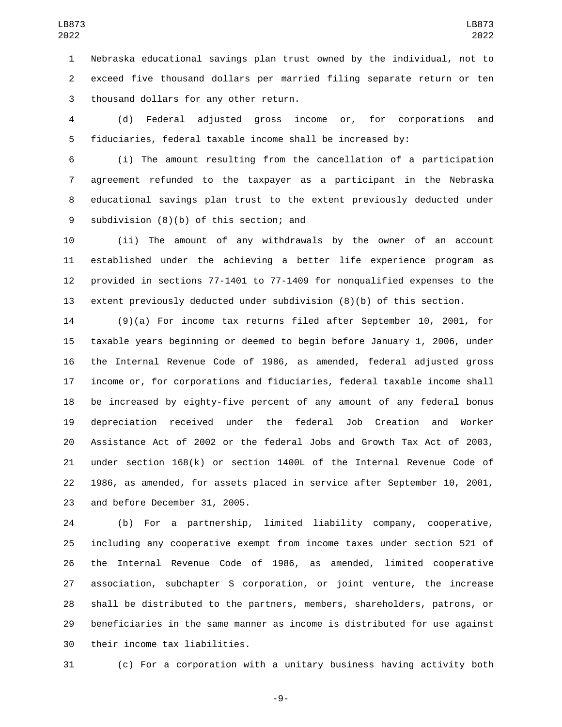Nebraska educational savings plan trust owned by the individual, not to exceed five thousand dollars per married filing separate return or ten thousand dollars for any other return.

(d) Federal adjusted gross income or, for corporations and fiduciaries, federal taxable income shall be increased by:

(i) The amount resulting from the cancellation of a participation agreement refunded to the taxpayer as a participant in the Nebraska educational savings plan trust to the extent previously deducted under subdivision (8)(b) of this section; and

(ii) The amount of any withdrawals by the owner of an account established under the achieving a better life experience program as provided in sections 77-1401 to 77-1409 for nonqualified expenses to the extent previously deducted under subdivision (8)(b) of this section.

(9)(a) For income tax returns filed after September 10, 2001, for taxable years beginning or deemed to begin before January 1, 2006, under the Internal Revenue Code of 1986, as amended, federal adjusted gross income or, for corporations and fiduciaries, federal taxable income shall be increased by eighty-five percent of any amount of any federal bonus depreciation received under the federal Job Creation and Worker Assistance Act of 2002 or the federal Jobs and Growth Tax Act of 2003, under section 168(k) or section 1400L of the Internal Revenue Code of 1986, as amended, for assets placed in service after September 10, 2001, and before December 31, 2005.

(b) For a partnership, limited liability company, cooperative, including any cooperative exempt from income taxes under section 521 of the Internal Revenue Code of 1986, as amended, limited cooperative association, subchapter S corporation, or joint venture, the increase shall be distributed to the partners, members, shareholders, patrons, or beneficiaries in the same manner as income is distributed for use against their income tax liabilities.

(c) For a corporation with a unitary business having activity both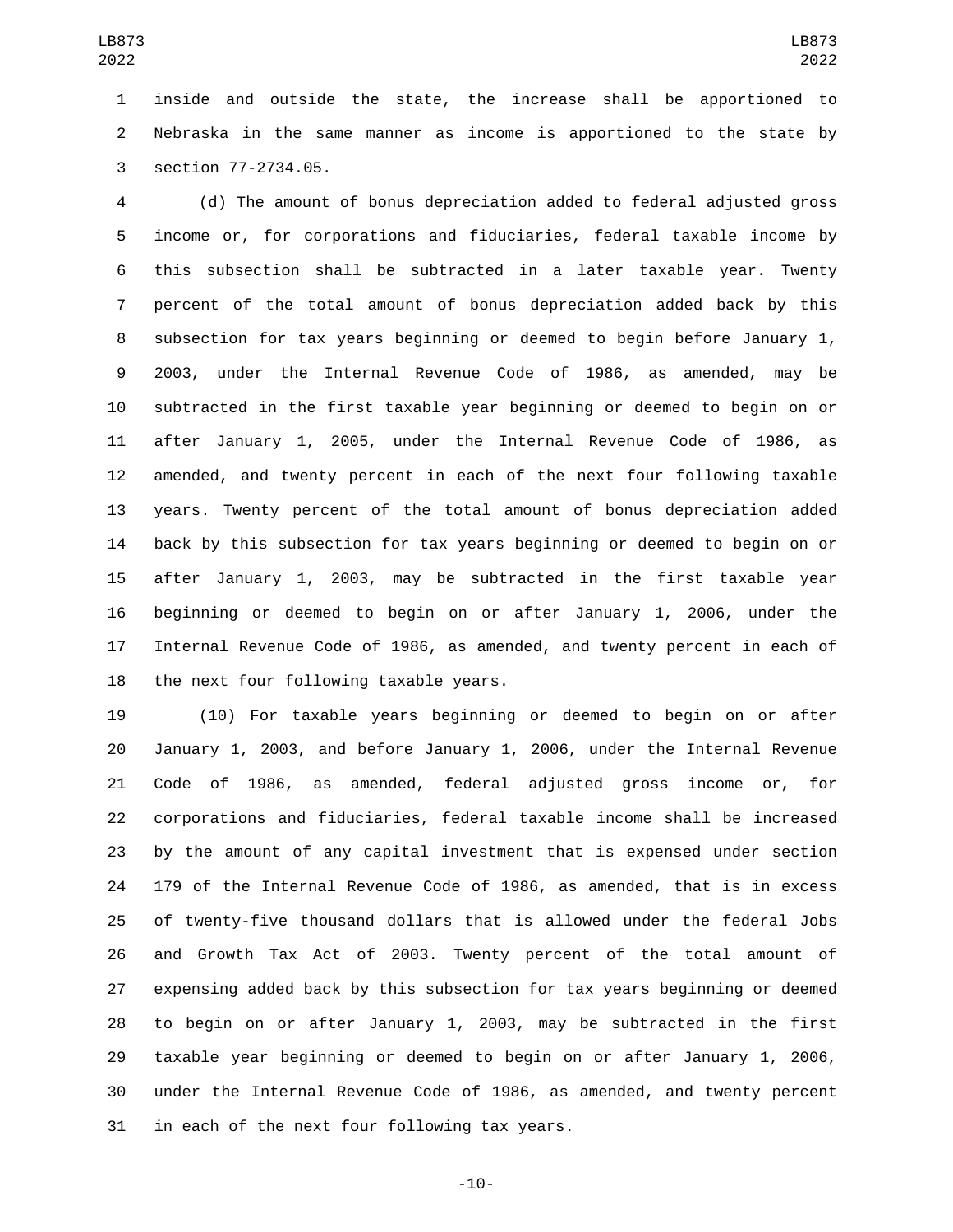inside and outside the state, the increase shall be apportioned to Nebraska in the same manner as income is apportioned to the state by section 77-2734.05.

(d) The amount of bonus depreciation added to federal adjusted gross income or, for corporations and fiduciaries, federal taxable income by this subsection shall be subtracted in a later taxable year. Twenty percent of the total amount of bonus depreciation added back by this subsection for tax years beginning or deemed to begin before January 1, 2003, under the Internal Revenue Code of 1986, as amended, may be subtracted in the first taxable year beginning or deemed to begin on or after January 1, 2005, under the Internal Revenue Code of 1986, as amended, and twenty percent in each of the next four following taxable years. Twenty percent of the total amount of bonus depreciation added back by this subsection for tax years beginning or deemed to begin on or after January 1, 2003, may be subtracted in the first taxable year beginning or deemed to begin on or after January 1, 2006, under the Internal Revenue Code of 1986, as amended, and twenty percent in each of the next four following taxable years.

(10) For taxable years beginning or deemed to begin on or after January 1, 2003, and before January 1, 2006, under the Internal Revenue Code of 1986, as amended, federal adjusted gross income or, for corporations and fiduciaries, federal taxable income shall be increased by the amount of any capital investment that is expensed under section 179 of the Internal Revenue Code of 1986, as amended, that is in excess of twenty-five thousand dollars that is allowed under the federal Jobs and Growth Tax Act of 2003. Twenty percent of the total amount of expensing added back by this subsection for tax years beginning or deemed to begin on or after January 1, 2003, may be subtracted in the first taxable year beginning or deemed to begin on or after January 1, 2006, under the Internal Revenue Code of 1986, as amended, and twenty percent in each of the next four following tax years.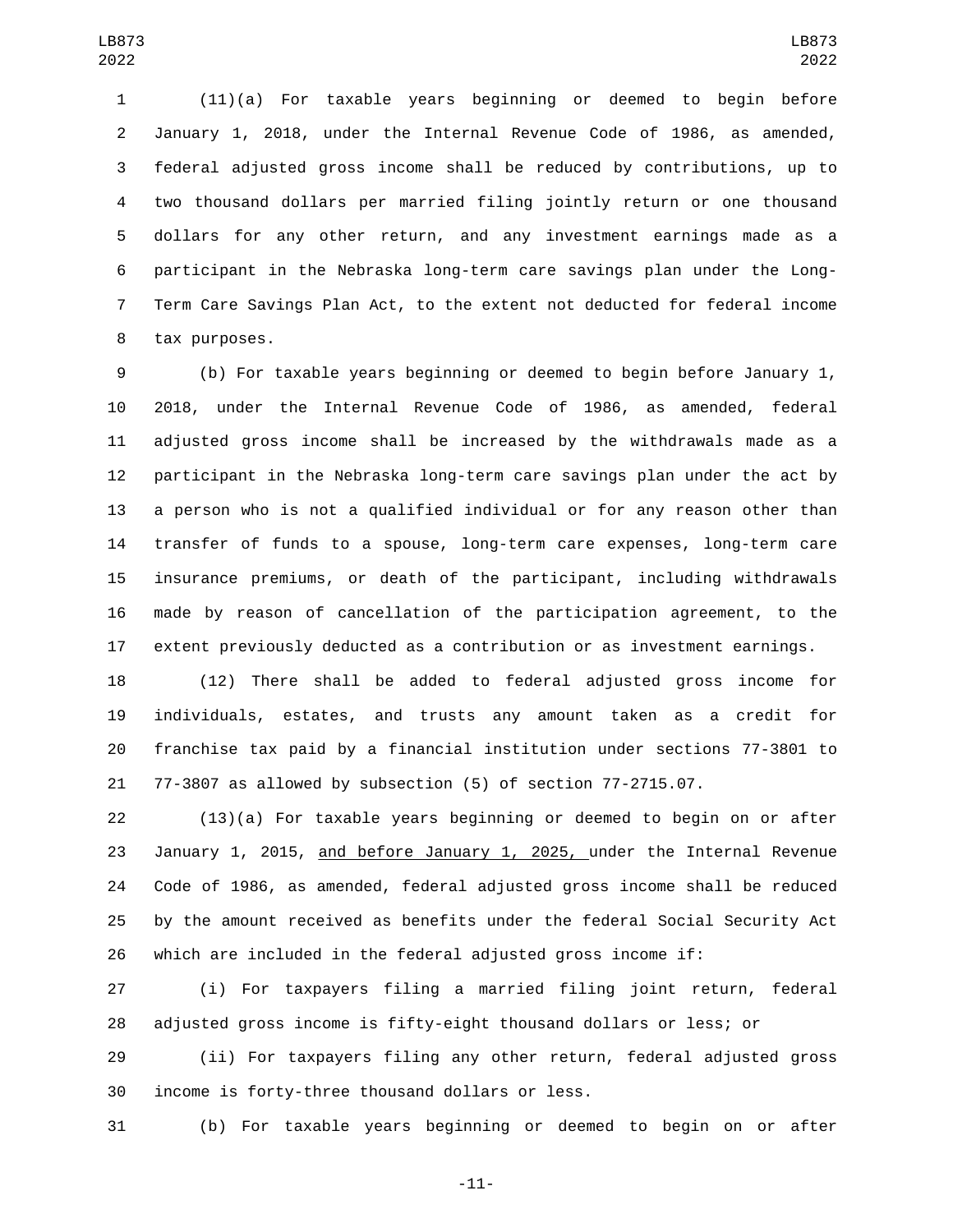(11)(a) For taxable years beginning or deemed to begin before January 1, 2018, under the Internal Revenue Code of 1986, as amended, federal adjusted gross income shall be reduced by contributions, up to two thousand dollars per married filing jointly return or one thousand dollars for any other return, and any investment earnings made as a participant in the Nebraska long-term care savings plan under the Long-Term Care Savings Plan Act, to the extent not deducted for federal income tax purposes.

(b) For taxable years beginning or deemed to begin before January 1, 2018, under the Internal Revenue Code of 1986, as amended, federal adjusted gross income shall be increased by the withdrawals made as a participant in the Nebraska long-term care savings plan under the act by a person who is not a qualified individual or for any reason other than transfer of funds to a spouse, long-term care expenses, long-term care insurance premiums, or death of the participant, including withdrawals made by reason of cancellation of the participation agreement, to the extent previously deducted as a contribution or as investment earnings.

(12) There shall be added to federal adjusted gross income for individuals, estates, and trusts any amount taken as a credit for franchise tax paid by a financial institution under sections 77-3801 to 77-3807 as allowed by subsection (5) of section 77-2715.07.

(13)(a) For taxable years beginning or deemed to begin on or after January 1, 2015, and before January 1, 2025, under the Internal Revenue Code of 1986, as amended, federal adjusted gross income shall be reduced by the amount received as benefits under the federal Social Security Act which are included in the federal adjusted gross income if:

(i) For taxpayers filing a married filing joint return, federal adjusted gross income is fifty-eight thousand dollars or less; or

(ii) For taxpayers filing any other return, federal adjusted gross income is forty-three thousand dollars or less.

(b) For taxable years beginning or deemed to begin on or after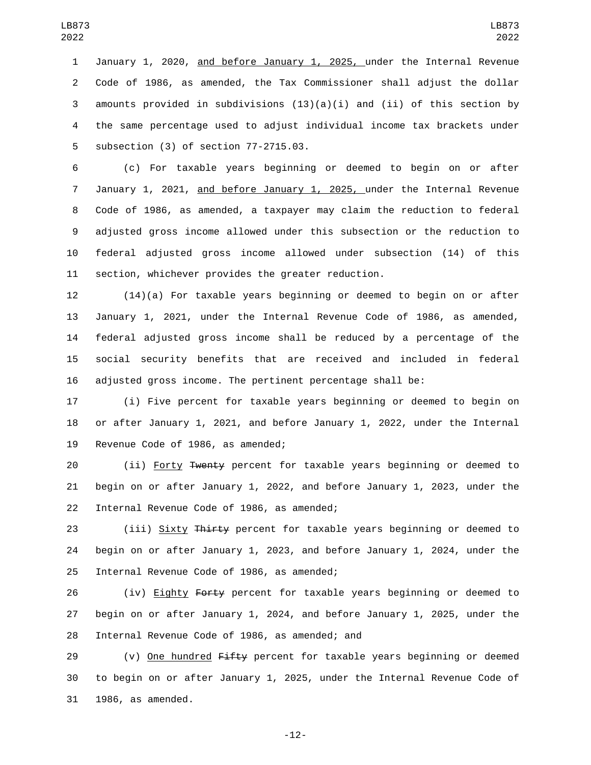January 1, 2020, <u>and before January 1, 2025,</u> under the Internal Revenue Code of 1986, as amended, the Tax Commissioner shall adjust the dollar amounts provided in subdivisions (13)(a)(i) and (ii) of this section by the same percentage used to adjust individual income tax brackets under subsection (3) of section 77-2715.03.

(c) For taxable years beginning or deemed to begin on or after January 1, 2021, <u>and before January 1, 2025,</u> under the Internal Revenue Code of 1986, as amended, a taxpayer may claim the reduction to federal adjusted gross income allowed under this subsection or the reduction to federal adjusted gross income allowed under subsection (14) of this section, whichever provides the greater reduction.

(14)(a) For taxable years beginning or deemed to begin on or after January 1, 2021, under the Internal Revenue Code of 1986, as amended, federal adjusted gross income shall be reduced by a percentage of the social security benefits that are received and included in federal adjusted gross income. The pertinent percentage shall be:

(i) Five percent for taxable years beginning or deemed to begin on or after January 1, 2021, and before January 1, 2022, under the Internal Revenue Code of 1986, as amended;

(ii) <u>Forty</u> ~~Twenty~~ percent for taxable years beginning or deemed to begin on or after January 1, 2022, and before January 1, 2023, under the Internal Revenue Code of 1986, as amended;

(iii) <u>Sixty</u> ~~Thirty~~ percent for taxable years beginning or deemed to begin on or after January 1, 2023, and before January 1, 2024, under the Internal Revenue Code of 1986, as amended;

(iv) <u>Eighty</u> ~~Forty~~ percent for taxable years beginning or deemed to begin on or after January 1, 2024, and before January 1, 2025, under the Internal Revenue Code of 1986, as amended; and

(v) <u>One hundred</u> ~~Fifty~~ percent for taxable years beginning or deemed to begin on or after January 1, 2025, under the Internal Revenue Code of 1986, as amended.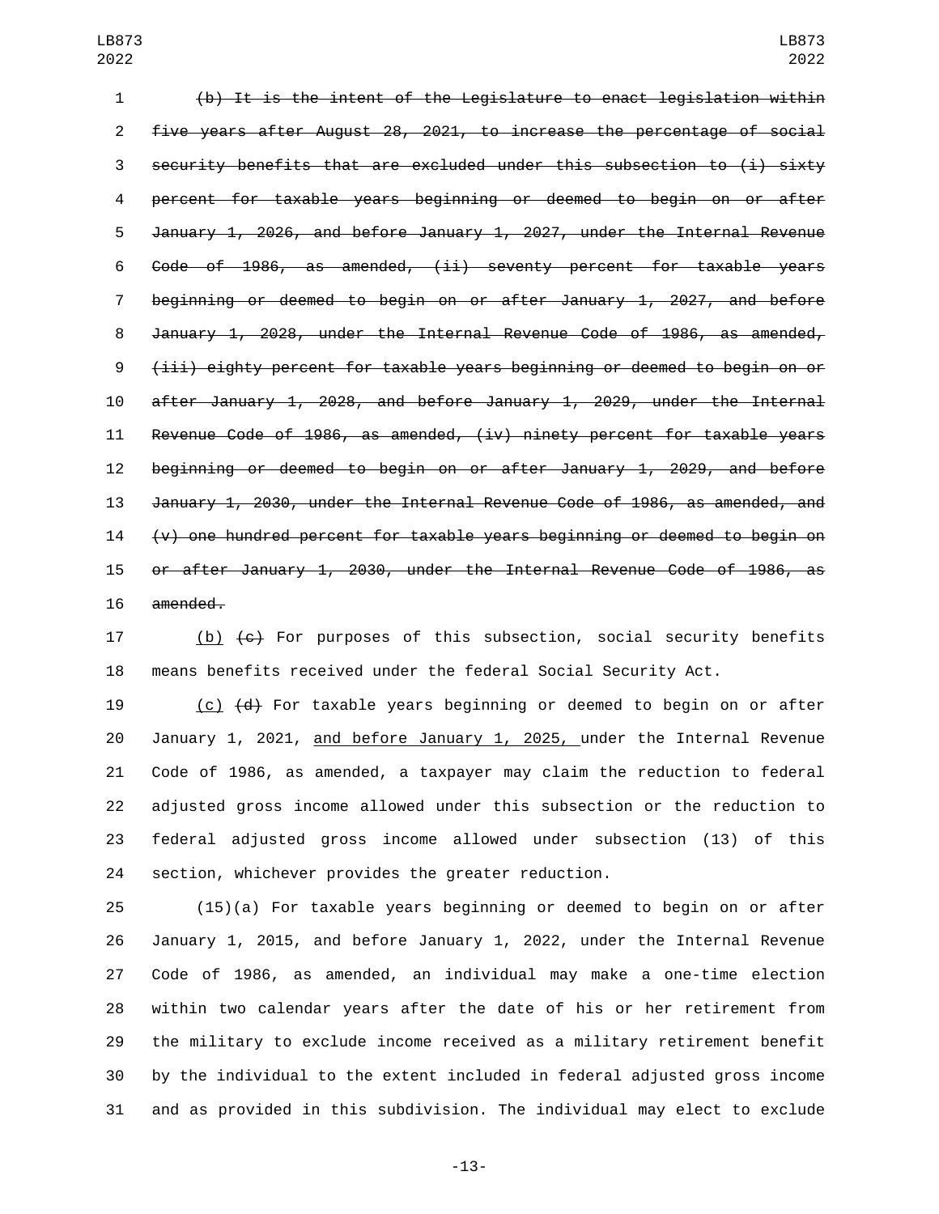~~(b) It is the intent of the Legislature to enact legislation within five years after August 28, 2021, to increase the percentage of social security benefits that are excluded under this subsection to (i) sixty percent for taxable years beginning or deemed to begin on or after January 1, 2026, and before January 1, 2027, under the Internal Revenue Code of 1986, as amended, (ii) seventy percent for taxable years beginning or deemed to begin on or after January 1, 2027, and before January 1, 2028, under the Internal Revenue Code of 1986, as amended, (iii) eighty percent for taxable years beginning or deemed to begin on or after January 1, 2028, and before January 1, 2029, under the Internal Revenue Code of 1986, as amended, (iv) ninety percent for taxable years beginning or deemed to begin on or after January 1, 2029, and before January 1, 2030, under the Internal Revenue Code of 1986, as amended, and (v) one hundred percent for taxable years beginning or deemed to begin on or after January 1, 2030, under the Internal Revenue Code of 1986, as amended.~~

<u>(b)</u> ~~(c)~~ For purposes of this subsection, social security benefits means benefits received under the federal Social Security Act.

<u>(c)</u> ~~(d)~~ For taxable years beginning or deemed to begin on or after January 1, 2021, <u>and before January 1, 2025,</u> under the Internal Revenue Code of 1986, as amended, a taxpayer may claim the reduction to federal adjusted gross income allowed under this subsection or the reduction to federal adjusted gross income allowed under subsection (13) of this section, whichever provides the greater reduction.

(15)(a) For taxable years beginning or deemed to begin on or after January 1, 2015, and before January 1, 2022, under the Internal Revenue Code of 1986, as amended, an individual may make a one-time election within two calendar years after the date of his or her retirement from the military to exclude income received as a military retirement benefit by the individual to the extent included in federal adjusted gross income and as provided in this subdivision. The individual may elect to exclude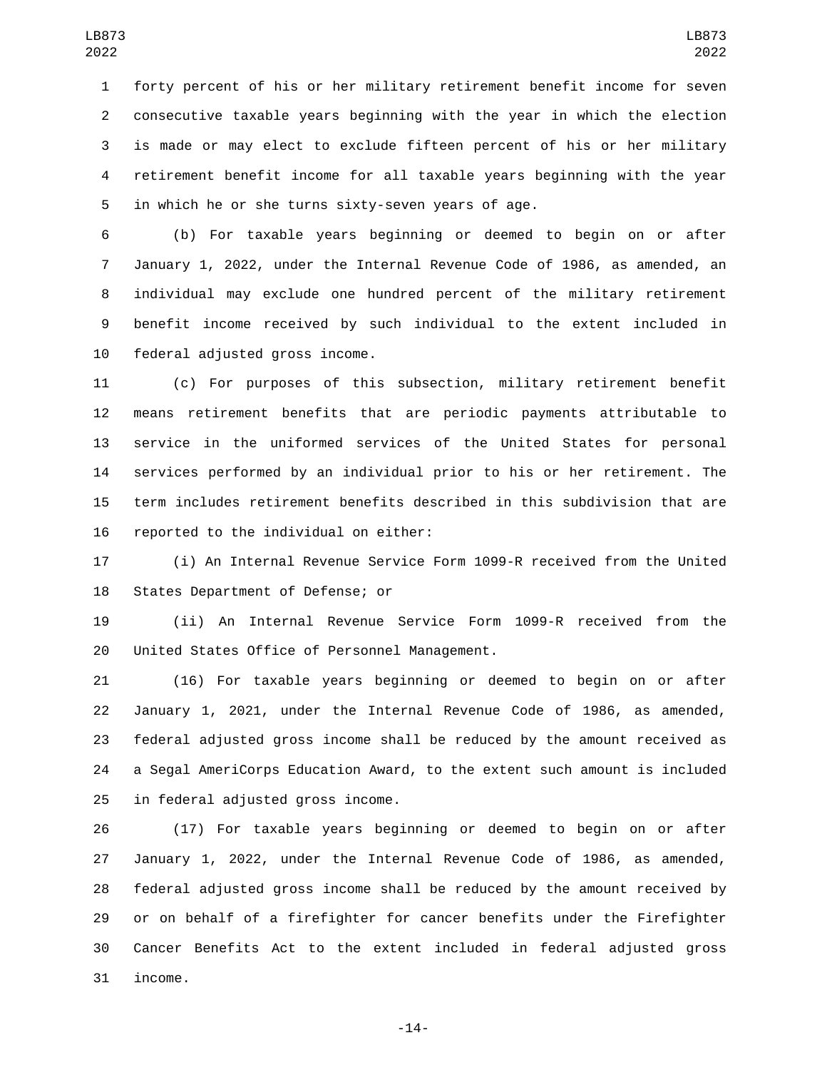forty percent of his or her military retirement benefit income for seven consecutive taxable years beginning with the year in which the election is made or may elect to exclude fifteen percent of his or her military retirement benefit income for all taxable years beginning with the year in which he or she turns sixty-seven years of age.

(b) For taxable years beginning or deemed to begin on or after January 1, 2022, under the Internal Revenue Code of 1986, as amended, an individual may exclude one hundred percent of the military retirement benefit income received by such individual to the extent included in federal adjusted gross income.

(c) For purposes of this subsection, military retirement benefit means retirement benefits that are periodic payments attributable to service in the uniformed services of the United States for personal services performed by an individual prior to his or her retirement. The term includes retirement benefits described in this subdivision that are reported to the individual on either:

(i) An Internal Revenue Service Form 1099-R received from the United States Department of Defense; or

(ii) An Internal Revenue Service Form 1099-R received from the United States Office of Personnel Management.

(16) For taxable years beginning or deemed to begin on or after January 1, 2021, under the Internal Revenue Code of 1986, as amended, federal adjusted gross income shall be reduced by the amount received as a Segal AmeriCorps Education Award, to the extent such amount is included in federal adjusted gross income.

(17) For taxable years beginning or deemed to begin on or after January 1, 2022, under the Internal Revenue Code of 1986, as amended, federal adjusted gross income shall be reduced by the amount received by or on behalf of a firefighter for cancer benefits under the Firefighter Cancer Benefits Act to the extent included in federal adjusted gross income.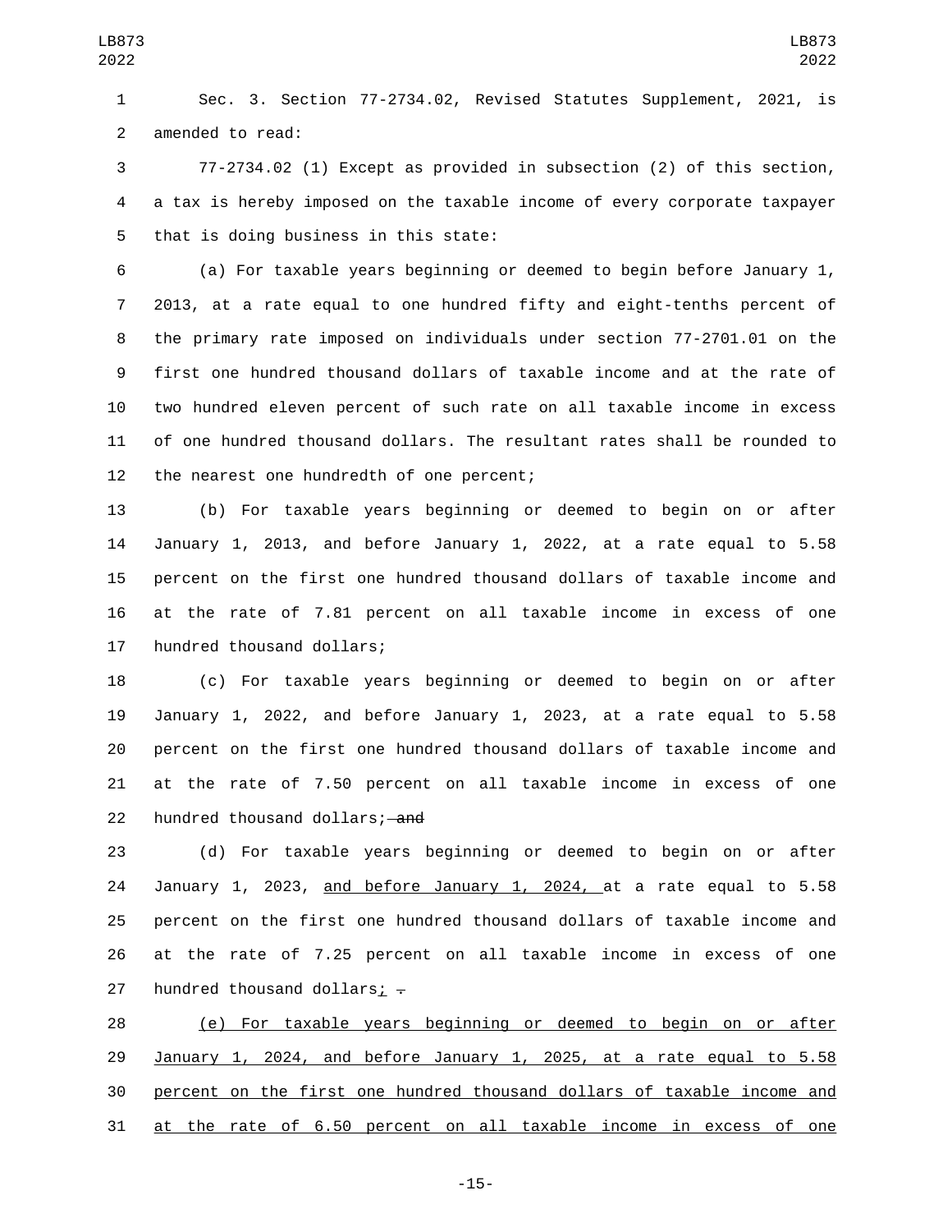Sec. 3. Section 77-2734.02, Revised Statutes Supplement, 2021, is amended to read:

77-2734.02 (1) Except as provided in subsection (2) of this section, a tax is hereby imposed on the taxable income of every corporate taxpayer that is doing business in this state:

(a) For taxable years beginning or deemed to begin before January 1, 2013, at a rate equal to one hundred fifty and eight-tenths percent of the primary rate imposed on individuals under section 77-2701.01 on the first one hundred thousand dollars of taxable income and at the rate of two hundred eleven percent of such rate on all taxable income in excess of one hundred thousand dollars. The resultant rates shall be rounded to the nearest one hundredth of one percent;

(b) For taxable years beginning or deemed to begin on or after January 1, 2013, and before January 1, 2022, at a rate equal to 5.58 percent on the first one hundred thousand dollars of taxable income and at the rate of 7.81 percent on all taxable income in excess of one hundred thousand dollars;

(c) For taxable years beginning or deemed to begin on or after January 1, 2022, and before January 1, 2023, at a rate equal to 5.58 percent on the first one hundred thousand dollars of taxable income and at the rate of 7.50 percent on all taxable income in excess of one hundred thousand dollars; ~~and~~

(d) For taxable years beginning or deemed to begin on or after January 1, 2023, <u>and before January 1, 2024,</u> at a rate equal to 5.58 percent on the first one hundred thousand dollars of taxable income and at the rate of 7.25 percent on all taxable income in excess of one hundred thousand dollars<u>;</u> ~~.~~

<u>(e) For taxable years beginning or deemed to begin on or after January 1, 2024, and before January 1, 2025, at a rate equal to 5.58 percent on the first one hundred thousand dollars of taxable income and at the rate of 6.50 percent on all taxable income in excess of one</u>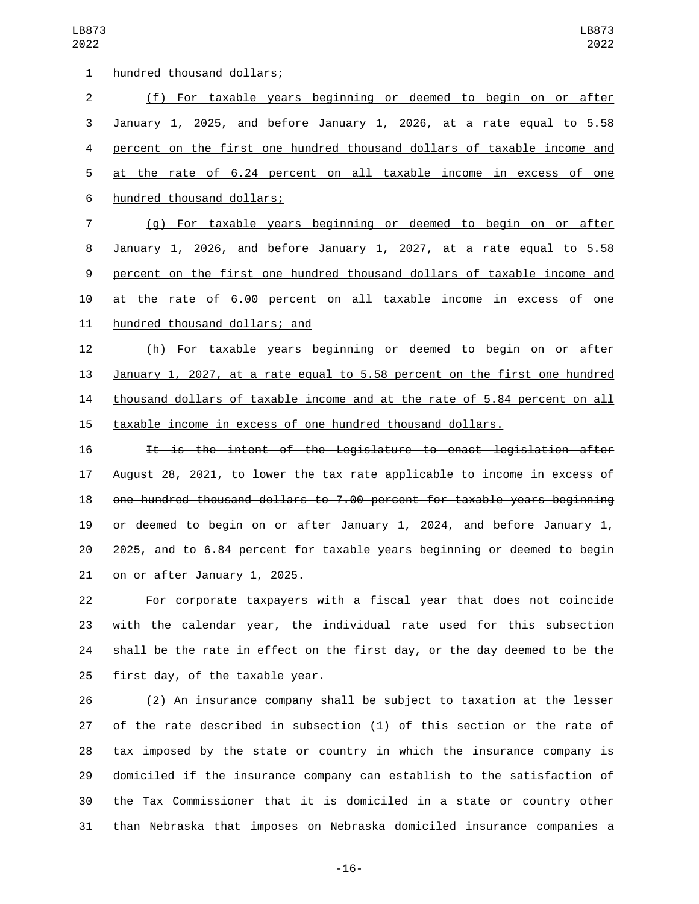hundred thousand dollars;

(f) For taxable years beginning or deemed to begin on or after January 1, 2025, and before January 1, 2026, at a rate equal to 5.58 percent on the first one hundred thousand dollars of taxable income and at the rate of 6.24 percent on all taxable income in excess of one hundred thousand dollars;

(g) For taxable years beginning or deemed to begin on or after January 1, 2026, and before January 1, 2027, at a rate equal to 5.58 percent on the first one hundred thousand dollars of taxable income and at the rate of 6.00 percent on all taxable income in excess of one hundred thousand dollars; and

(h) For taxable years beginning or deemed to begin on or after January 1, 2027, at a rate equal to 5.58 percent on the first one hundred thousand dollars of taxable income and at the rate of 5.84 percent on all taxable income in excess of one hundred thousand dollars.

~~It is the intent of the Legislature to enact legislation after August 28, 2021, to lower the tax rate applicable to income in excess of one hundred thousand dollars to 7.00 percent for taxable years beginning or deemed to begin on or after January 1, 2024, and before January 1, 2025, and to 6.84 percent for taxable years beginning or deemed to begin on or after January 1, 2025.~~

For corporate taxpayers with a fiscal year that does not coincide with the calendar year, the individual rate used for this subsection shall be the rate in effect on the first day, or the day deemed to be the first day, of the taxable year.

(2) An insurance company shall be subject to taxation at the lesser of the rate described in subsection (1) of this section or the rate of tax imposed by the state or country in which the insurance company is domiciled if the insurance company can establish to the satisfaction of the Tax Commissioner that it is domiciled in a state or country other than Nebraska that imposes on Nebraska domiciled insurance companies a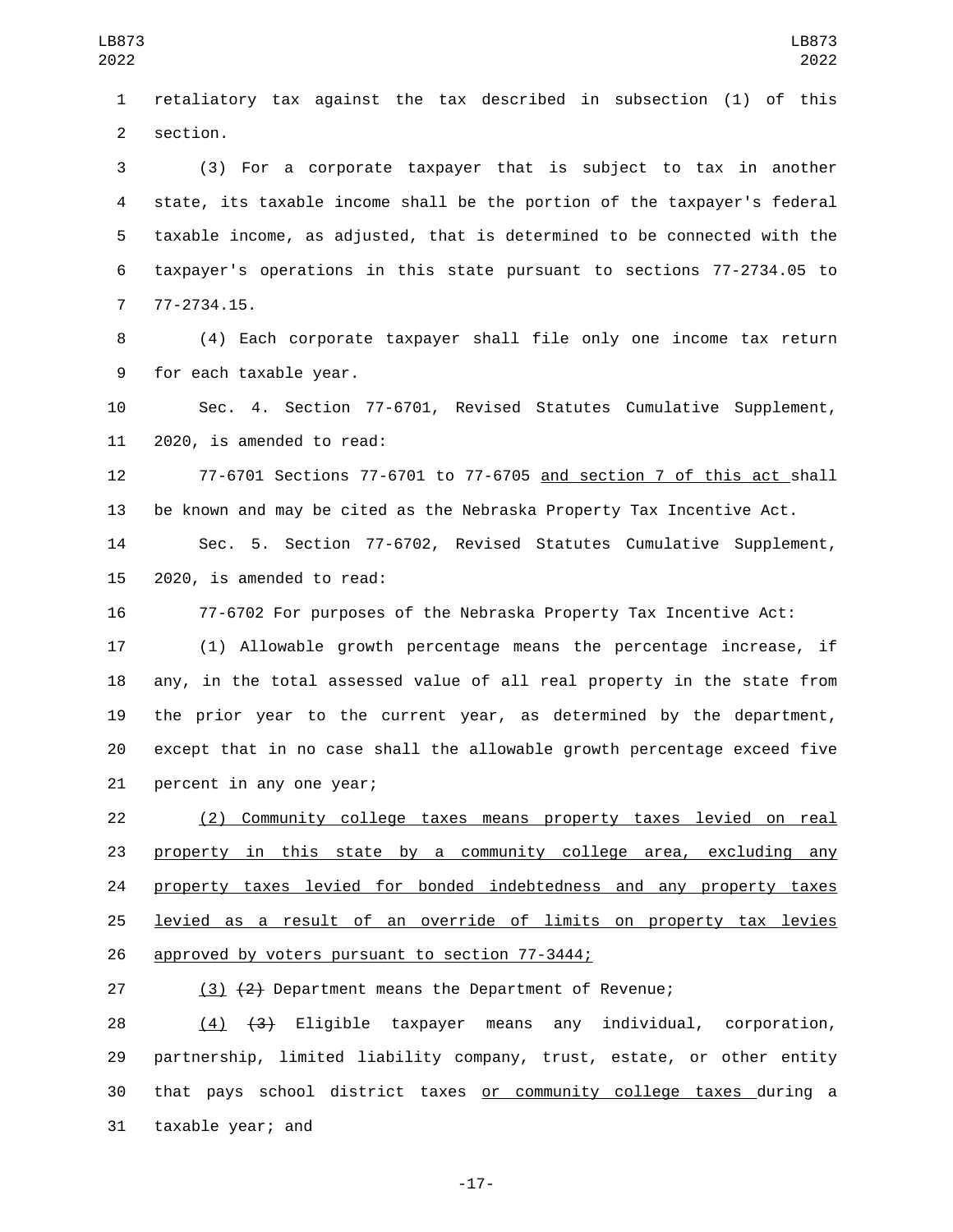retaliatory tax against the tax described in subsection (1) of this section.

(3) For a corporate taxpayer that is subject to tax in another state, its taxable income shall be the portion of the taxpayer's federal taxable income, as adjusted, that is determined to be connected with the taxpayer's operations in this state pursuant to sections 77-2734.05 to 77-2734.15.

(4) Each corporate taxpayer shall file only one income tax return for each taxable year.

Sec. 4. Section 77-6701, Revised Statutes Cumulative Supplement, 2020, is amended to read:

77-6701 Sections 77-6701 to 77-6705 <u>and section 7 of this act</u> shall be known and may be cited as the Nebraska Property Tax Incentive Act.

Sec. 5. Section 77-6702, Revised Statutes Cumulative Supplement, 2020, is amended to read:

77-6702 For purposes of the Nebraska Property Tax Incentive Act:

(1) Allowable growth percentage means the percentage increase, if any, in the total assessed value of all real property in the state from the prior year to the current year, as determined by the department, except that in no case shall the allowable growth percentage exceed five percent in any one year;

<u>(2) Community college taxes means property taxes levied on real property in this state by a community college area, excluding any property taxes levied for bonded indebtedness and any property taxes levied as a result of an override of limits on property tax levies approved by voters pursuant to section 77-3444;</u>

<u>(3)</u> ~~(2)~~ Department means the Department of Revenue;

<u>(4)</u> ~~(3)~~ Eligible taxpayer means any individual, corporation, partnership, limited liability company, trust, estate, or other entity that pays school district taxes <u>or community college taxes</u> during a taxable year; and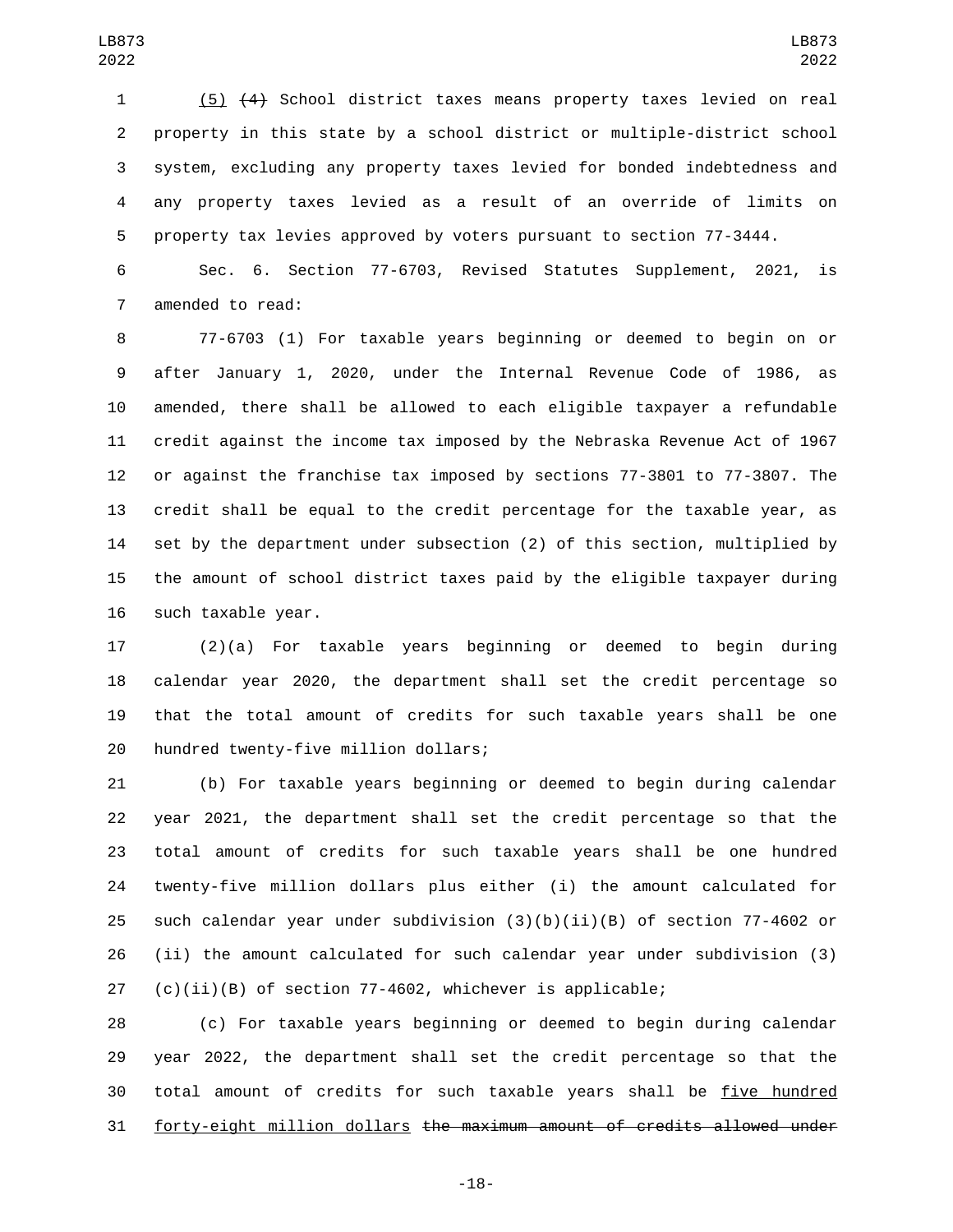(5) ~~(4)~~ School district taxes means property taxes levied on real property in this state by a school district or multiple-district school system, excluding any property taxes levied for bonded indebtedness and any property taxes levied as a result of an override of limits on property tax levies approved by voters pursuant to section 77-3444.

Sec. 6. Section 77-6703, Revised Statutes Supplement, 2021, is amended to read:

77-6703 (1) For taxable years beginning or deemed to begin on or after January 1, 2020, under the Internal Revenue Code of 1986, as amended, there shall be allowed to each eligible taxpayer a refundable credit against the income tax imposed by the Nebraska Revenue Act of 1967 or against the franchise tax imposed by sections 77-3801 to 77-3807. The credit shall be equal to the credit percentage for the taxable year, as set by the department under subsection (2) of this section, multiplied by the amount of school district taxes paid by the eligible taxpayer during such taxable year.

(2)(a) For taxable years beginning or deemed to begin during calendar year 2020, the department shall set the credit percentage so that the total amount of credits for such taxable years shall be one hundred twenty-five million dollars;

(b) For taxable years beginning or deemed to begin during calendar year 2021, the department shall set the credit percentage so that the total amount of credits for such taxable years shall be one hundred twenty-five million dollars plus either (i) the amount calculated for such calendar year under subdivision (3)(b)(ii)(B) of section 77-4602 or (ii) the amount calculated for such calendar year under subdivision (3)(c)(ii)(B) of section 77-4602, whichever is applicable;

(c) For taxable years beginning or deemed to begin during calendar year 2022, the department shall set the credit percentage so that the total amount of credits for such taxable years shall be five hundred forty-eight million dollars ~~the maximum amount of credits allowed under~~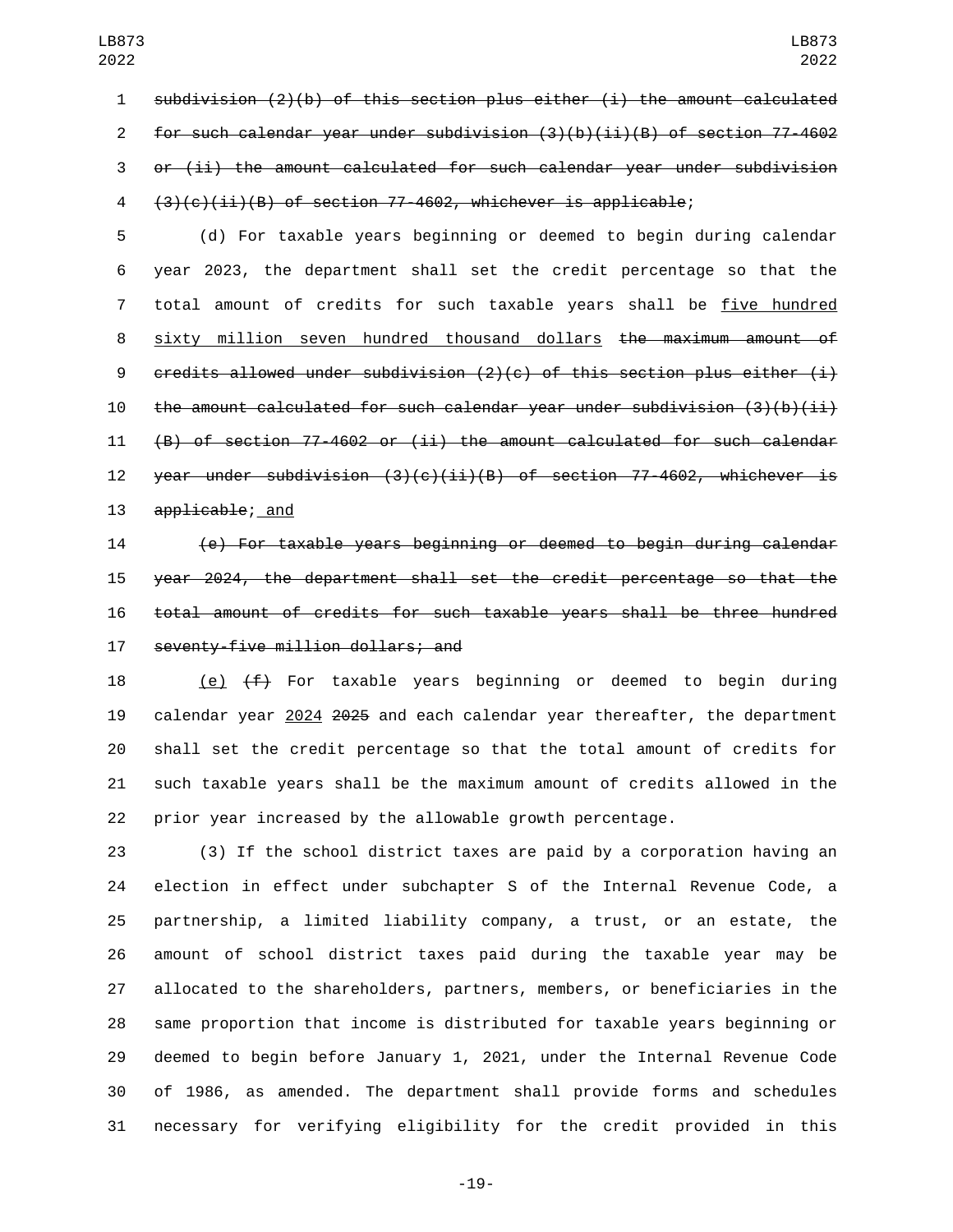~~subdivision (2)(b) of this section plus either (i) the amount calculated for such calendar year under subdivision (3)(b)(ii)(B) of section 77-4602 or (ii) the amount calculated for such calendar year under subdivision (3)(c)(ii)(B) of section 77-4602, whichever is applicable~~;

(d) For taxable years beginning or deemed to begin during calendar year 2023, the department shall set the credit percentage so that the total amount of credits for such taxable years shall be <u>five hundred sixty million seven hundred thousand dollars</u> ~~the maximum amount of credits allowed under subdivision (2)(c) of this section plus either (i) the amount calculated for such calendar year under subdivision (3)(b)(ii)(B) of section 77-4602 or (ii) the amount calculated for such calendar year under subdivision (3)(c)(ii)(B) of section 77-4602, whichever is applicable~~;<u> and</u>

~~(e) For taxable years beginning or deemed to begin during calendar year 2024, the department shall set the credit percentage so that the total amount of credits for such taxable years shall be three hundred seventy-five million dollars; and~~

<u>(e)</u> ~~(f)~~ For taxable years beginning or deemed to begin during calendar year <u>2024</u> ~~2025~~ and each calendar year thereafter, the department shall set the credit percentage so that the total amount of credits for such taxable years shall be the maximum amount of credits allowed in the prior year increased by the allowable growth percentage.

(3) If the school district taxes are paid by a corporation having an election in effect under subchapter S of the Internal Revenue Code, a partnership, a limited liability company, a trust, or an estate, the amount of school district taxes paid during the taxable year may be allocated to the shareholders, partners, members, or beneficiaries in the same proportion that income is distributed for taxable years beginning or deemed to begin before January 1, 2021, under the Internal Revenue Code of 1986, as amended. The department shall provide forms and schedules necessary for verifying eligibility for the credit provided in this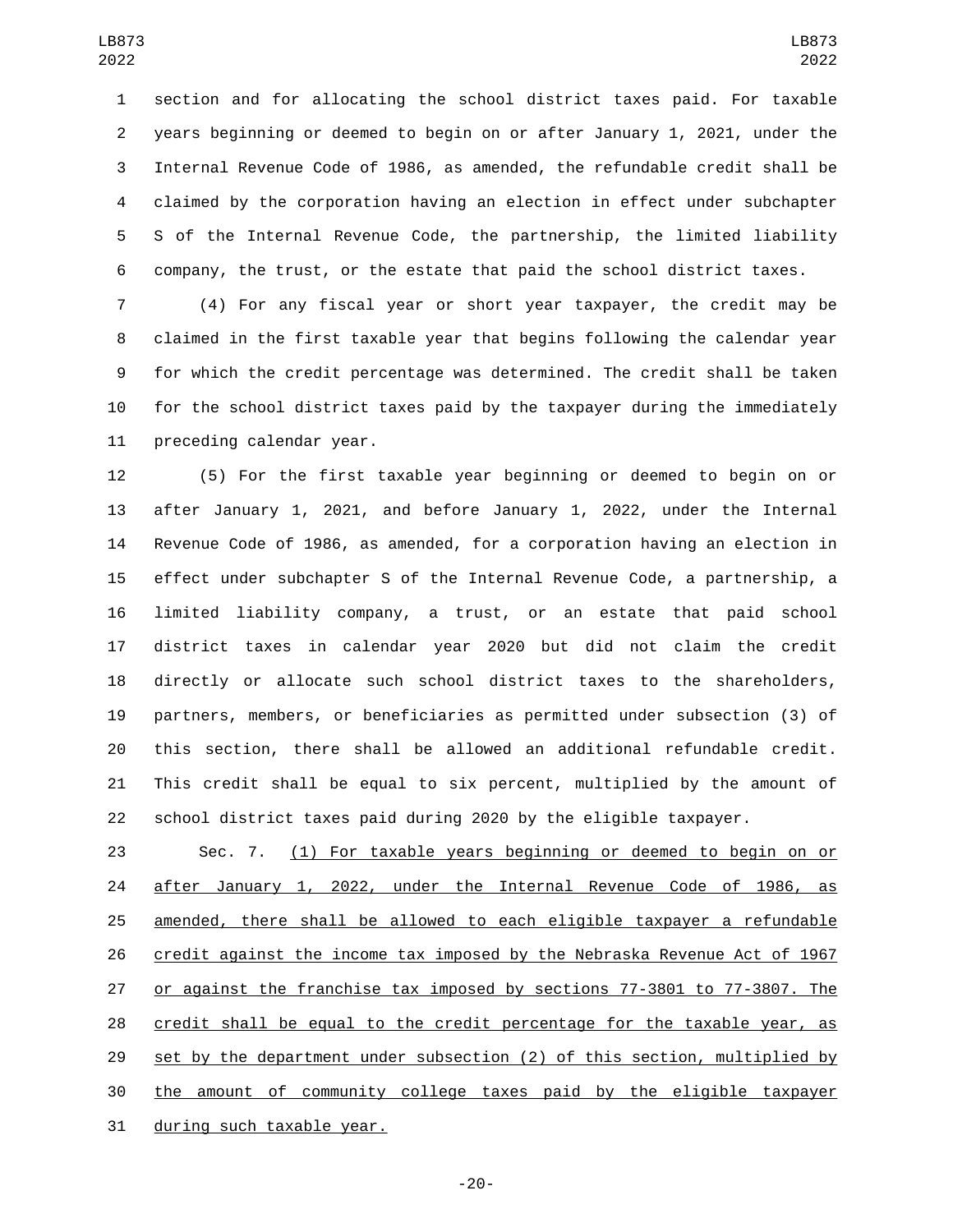section and for allocating the school district taxes paid. For taxable years beginning or deemed to begin on or after January 1, 2021, under the Internal Revenue Code of 1986, as amended, the refundable credit shall be claimed by the corporation having an election in effect under subchapter S of the Internal Revenue Code, the partnership, the limited liability company, the trust, or the estate that paid the school district taxes.

(4) For any fiscal year or short year taxpayer, the credit may be claimed in the first taxable year that begins following the calendar year for which the credit percentage was determined. The credit shall be taken for the school district taxes paid by the taxpayer during the immediately preceding calendar year.

(5) For the first taxable year beginning or deemed to begin on or after January 1, 2021, and before January 1, 2022, under the Internal Revenue Code of 1986, as amended, for a corporation having an election in effect under subchapter S of the Internal Revenue Code, a partnership, a limited liability company, a trust, or an estate that paid school district taxes in calendar year 2020 but did not claim the credit directly or allocate such school district taxes to the shareholders, partners, members, or beneficiaries as permitted under subsection (3) of this section, there shall be allowed an additional refundable credit. This credit shall be equal to six percent, multiplied by the amount of school district taxes paid during 2020 by the eligible taxpayer.

Sec. 7. <u>(1) For taxable years beginning or deemed to begin on or after January 1, 2022, under the Internal Revenue Code of 1986, as amended, there shall be allowed to each eligible taxpayer a refundable credit against the income tax imposed by the Nebraska Revenue Act of 1967 or against the franchise tax imposed by sections 77-3801 to 77-3807. The credit shall be equal to the credit percentage for the taxable year, as set by the department under subsection (2) of this section, multiplied by the amount of community college taxes paid by the eligible taxpayer during such taxable year.</u>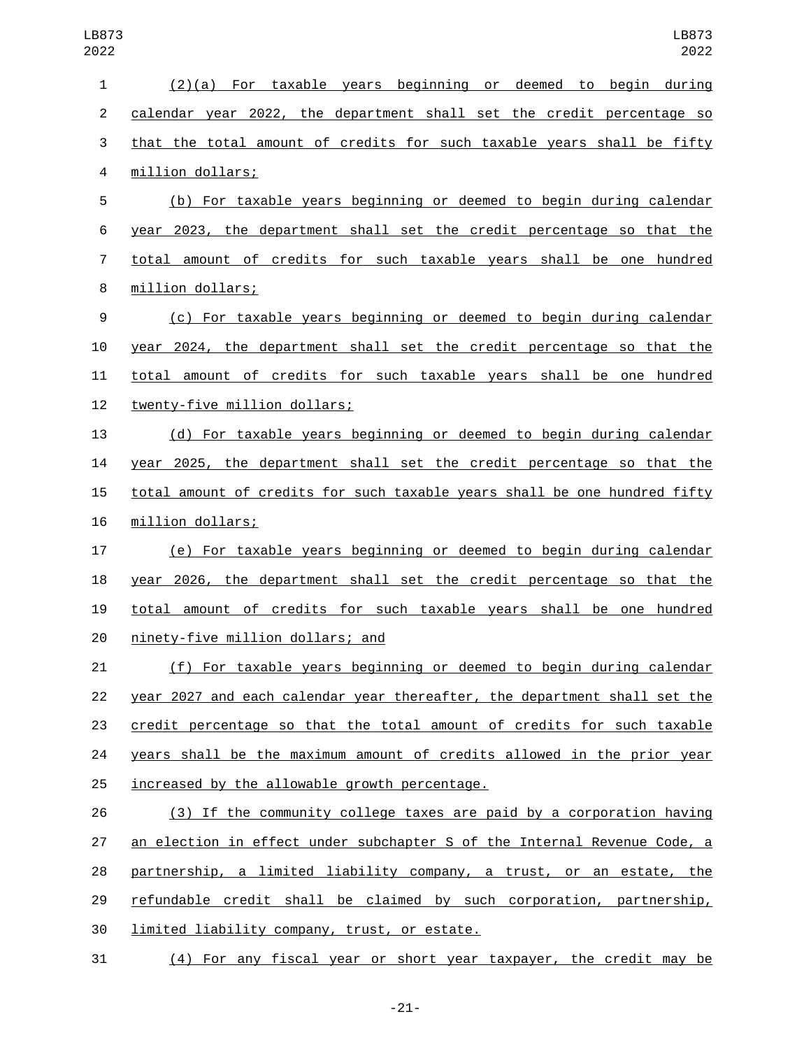(2)(a) For taxable years beginning or deemed to begin during calendar year 2022, the department shall set the credit percentage so that the total amount of credits for such taxable years shall be fifty million dollars;

(b) For taxable years beginning or deemed to begin during calendar year 2023, the department shall set the credit percentage so that the total amount of credits for such taxable years shall be one hundred million dollars;

(c) For taxable years beginning or deemed to begin during calendar year 2024, the department shall set the credit percentage so that the total amount of credits for such taxable years shall be one hundred twenty-five million dollars;

(d) For taxable years beginning or deemed to begin during calendar year 2025, the department shall set the credit percentage so that the total amount of credits for such taxable years shall be one hundred fifty million dollars;

(e) For taxable years beginning or deemed to begin during calendar year 2026, the department shall set the credit percentage so that the total amount of credits for such taxable years shall be one hundred ninety-five million dollars; and

(f) For taxable years beginning or deemed to begin during calendar year 2027 and each calendar year thereafter, the department shall set the credit percentage so that the total amount of credits for such taxable years shall be the maximum amount of credits allowed in the prior year increased by the allowable growth percentage.

(3) If the community college taxes are paid by a corporation having an election in effect under subchapter S of the Internal Revenue Code, a partnership, a limited liability company, a trust, or an estate, the refundable credit shall be claimed by such corporation, partnership, limited liability company, trust, or estate.

(4) For any fiscal year or short year taxpayer, the credit may be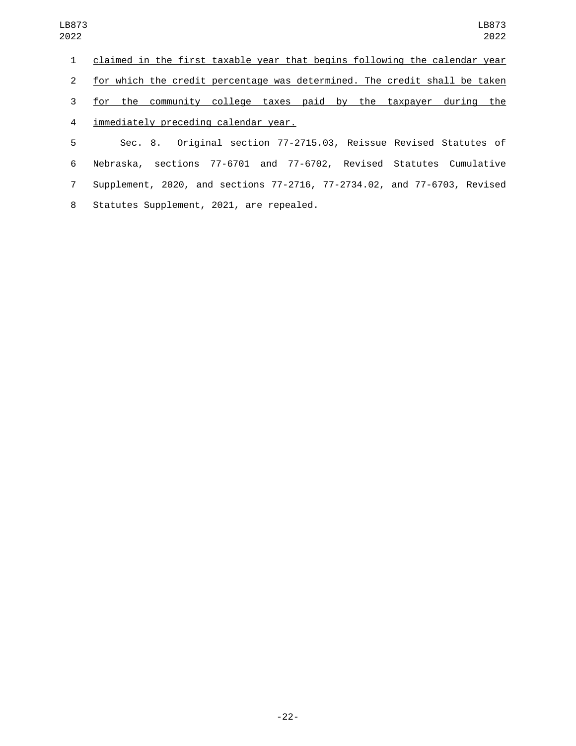claimed in the first taxable year that begins following the calendar year for which the credit percentage was determined. The credit shall be taken for the community college taxes paid by the taxpayer during the immediately preceding calendar year.

Sec. 8. Original section 77-2715.03, Reissue Revised Statutes of Nebraska, sections 77-6701 and 77-6702, Revised Statutes Cumulative Supplement, 2020, and sections 77-2716, 77-2734.02, and 77-6703, Revised Statutes Supplement, 2021, are repealed.